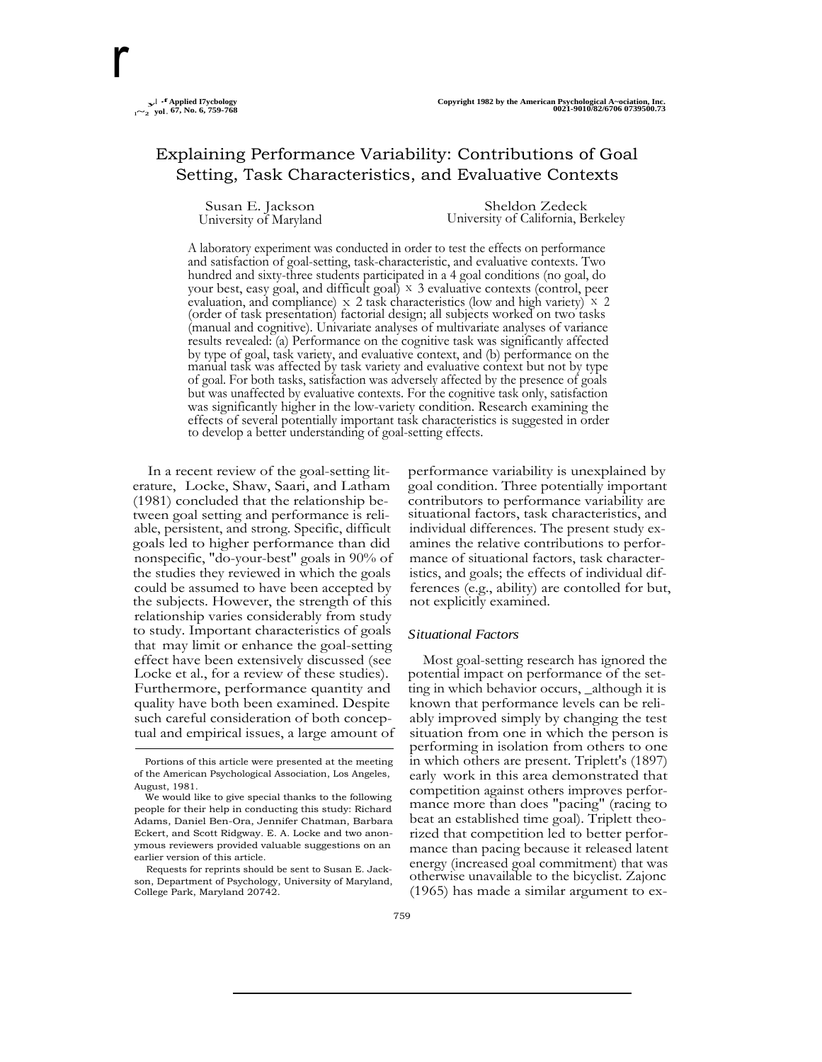# Explaining Performance Variability: Contributions of Goal Setting, Task Characteristics, and Evaluative Contexts

Susan E. Jackson
University of Maryland

Sheldon Zedeck
University of California, Berkeley

A laboratory experiment was conducted in order to test the effects on performance and satisfaction of goal-setting, task-characteristic, and evaluative contexts. Two hundred and sixty-three students participated in a 4 goal conditions (no goal, do your best, easy goal, and difficult goal) x 3 evaluative contexts (control, peer evaluation, and compliance) x 2 task characteristics (low and high variety) x 2 (order of task presentation) factorial design; all subjects worked on two tasks (manual and cognitive). Univariate analyses of multivariate analyses of variance results revealed: (a) Performance on the cognitive task was significantly affected by type of goal, task variety, and evaluative context, and (b) performance on the manual task was affected by task variety and evaluative context but not by type of goal. For both tasks, satisfaction was adversely affected by the presence of goals but was unaffected by evaluative contexts. For the cognitive task only, satisfaction was significantly higher in the low-variety condition. Research examining the effects of several potentially important task characteristics is suggested in order to develop a better understanding of goal-setting effects.

In a recent review of the goal-setting literature, Locke, Shaw, Saari, and Latham (1981) concluded that the relationship between goal setting and performance is reliable, persistent, and strong. Specific, difficult goals led to higher performance than did nonspecific, "do-your-best" goals in 90% of the studies they reviewed in which the goals could be assumed to have been accepted by the subjects. However, the strength of this relationship varies considerably from study to study. Important characteristics of goals that may limit or enhance the goal-setting effect have been extensively discussed (see Locke et al., for a review of these studies). Furthermore, performance quantity and quality have both been examined. Despite such careful consideration of both conceptual and empirical issues, a large amount of performance variability is unexplained by goal condition. Three potentially important contributors to performance variability are situational factors, task characteristics, and individual differences. The present study examines the relative contributions to performance of situational factors, task characteristics, and goals; the effects of individual differences (e.g., ability) are contolled for but, not explicitly examined.

### Situational Factors

Most goal-setting research has ignored the potential impact on performance of the setting in which behavior occurs, although it is known that performance levels can be reliably improved simply by changing the test situation from one in which the person is performing in isolation from others to one in which others are present. Triplett's (1897) early work in this area demonstrated that competition against others improves performance more than does "pacing" (racing to beat an established time goal). Triplett theorized that competition led to better performance than pacing because it released latent energy (increased goal commitment) that was otherwise unavailable to the bicyclist. Zajonc (1965) has made a similar argument to ex-

Portions of this article were presented at the meeting of the American Psychological Association, Los Angeles, August, 1981.

We would like to give special thanks to the following people for their help in conducting this study: Richard Adams, Daniel Ben-Ora, Jennifer Chatman, Barbara Eckert, and Scott Ridgway. E. A. Locke and two anonymous reviewers provided valuable suggestions on an earlier version of this article.

Requests for reprints should be sent to Susan E. Jackson, Department of Psychology, University of Maryland, College Park, Maryland 20742.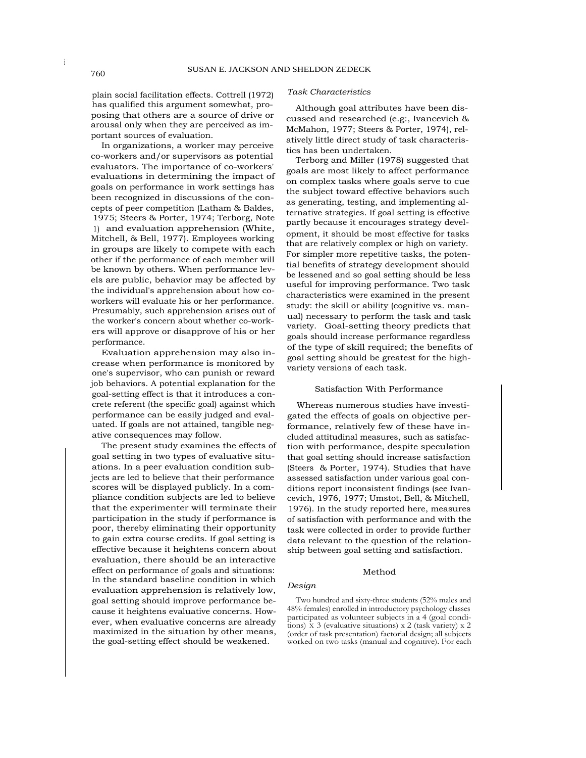plain social facilitation effects. Cottrell (1972) has qualified this argument somewhat, proposing that others are a source of drive or arousal only when they are perceived as important sources of evaluation.

In organizations, a worker may perceive co-workers and/or supervisors as potential evaluators. The importance of co-workers' evaluations in determining the impact of goals on performance in work settings has been recognized in discussions of the concepts of peer competition (Latham & Baldes, 1975; Steers & Porter, 1974; Terborg, Note 1) and evaluation apprehension (White, Mitchell, & Bell, 1977). Employees working in groups are likely to compete with each other if the performance of each member will be known by others. When performance levels are public, behavior may be affected by the individual's apprehension about how co-workers will evaluate his or her performance. Presumably, such apprehension arises out of the worker's concern about whether co-workers will approve or disapprove of his or her performance.

Evaluation apprehension may also increase when performance is monitored by one's supervisor, who can punish or reward job behaviors. A potential explanation for the goal-setting effect is that it introduces a concrete referent (the specific goal) against which performance can be easily judged and evaluated. If goals are not attained, tangible negative consequences may follow.

The present study examines the effects of goal setting in two types of evaluative situations. In a peer evaluation condition subjects are led to believe that their performance scores will be displayed publicly. In a compliance condition subjects are led to believe that the experimenter will terminate their participation in the study if performance is poor, thereby eliminating their opportunity to gain extra course credits. If goal setting is effective because it heightens concern about evaluation, there should be an interactive effect on performance of goals and situations: In the standard baseline condition in which evaluation apprehension is relatively low, goal setting should improve performance because it heightens evaluative concerns. However, when evaluative concerns are already maximized in the situation by other means, the goal-setting effect should be weakened.

### *Task Characteristics*

Although goal attributes have been discussed and researched (e.g:, Ivancevich & McMahon, 1977; Steers & Porter, 1974), relatively little direct study of task characteristics has been undertaken.

Terborg and Miller (1978) suggested that goals are most likely to affect performance on complex tasks where goals serve to cue the subject toward effective behaviors such as generating, testing, and implementing alternative strategies. If goal setting is effective partly because it encourages strategy development, it should be most effective for tasks that are relatively complex or high on variety. For simpler more repetitive tasks, the potential benefits of strategy development should be lessened and so goal setting should be less useful for improving performance. Two task characteristics were examined in the present study: the skill or ability (cognitive vs. manual) necessary to perform the task and task variety. Goal-setting theory predicts that goals should increase performance regardless of the type of skill required; the benefits of goal setting should be greatest for the high-variety versions of each task.

## Satisfaction With Performance

Whereas numerous studies have investigated the effects of goals on objective performance, relatively few of these have included attitudinal measures, such as satisfaction with performance, despite speculation that goal setting should increase satisfaction (Steers & Porter, 1974). Studies that have assessed satisfaction under various goal conditions report inconsistent findings (see Ivancevich, 1976, 1977; Umstot, Bell, & Mitchell, 1976). In the study reported here, measures of satisfaction with performance and with the task were collected in order to provide further data relevant to the question of the relationship between goal setting and satisfaction.

## Method

### *Design*

Two hundred and sixty-three students (52% males and 48% females) enrolled in introductory psychology classes participated as volunteer subjects in a 4 (goal conditions) x 3 (evaluative situations) x 2 (task variety) x 2 (order of task presentation) factorial design; all subjects worked on two tasks (manual and cognitive). For each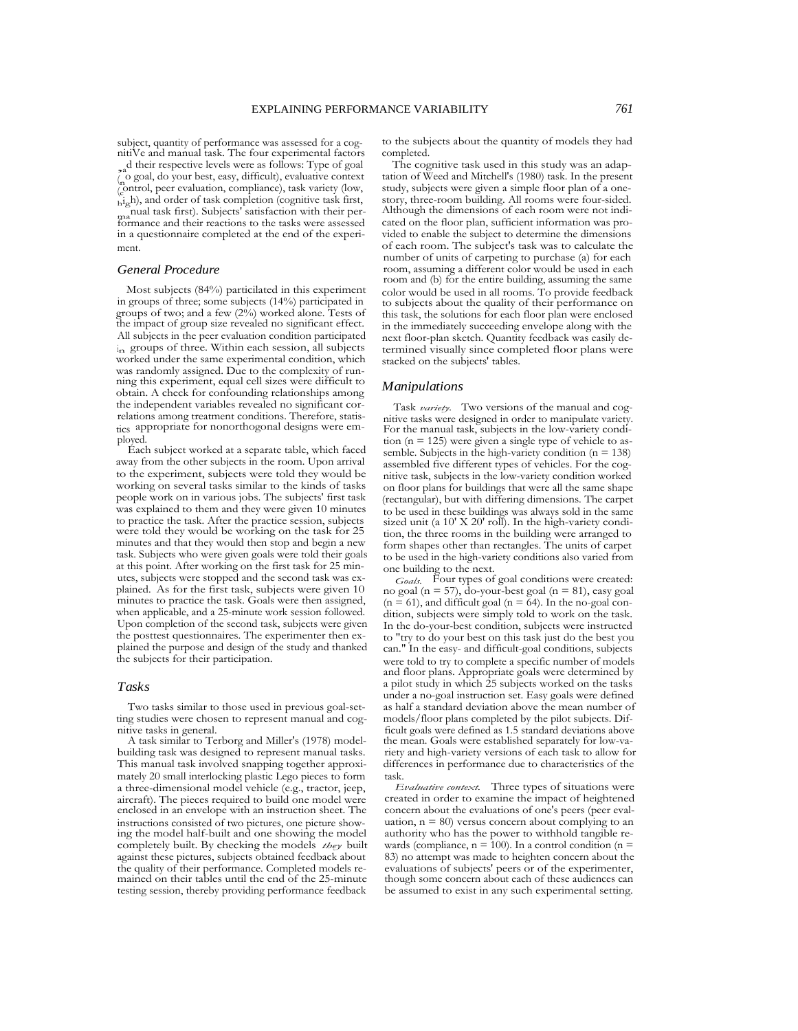subject, quantity of performance was assessed for a cognitiVe and manual task. The four experimental factors and their respective levels were as follows: Type of goal (no goal, do your best, easy, difficult), evaluative context (control, peer evaluation, compliance), task variety (low, high), and order of task completion (cognitive task first, manual task first). Subjects' satisfaction with their performance and their reactions to the tasks were assessed in a questionnaire completed at the end of the experiment.

### General Procedure

Most subjects (84%) particilated in this experiment in groups of three; some subjects (14%) participated in groups of two; and a few (2%) worked alone. Tests of the impact of group size revealed no significant effect. All subjects in the peer evaluation condition participated in groups of three. Within each session, all subjects worked under the same experimental condition, which was randomly assigned. Due to the complexity of running this experiment, equal cell sizes were difficult to obtain. A check for confounding relationships among the independent variables revealed no significant correlations among treatment conditions. Therefore, statistics appropriate for nonorthogonal designs were employed.

Each subject worked at a separate table, which faced away from the other subjects in the room. Upon arrival to the experiment, subjects were told they would be working on several tasks similar to the kinds of tasks people work on in various jobs. The subjects' first task was explained to them and they were given 10 minutes to practice the task. After the practice session, subjects were told they would be working on the task for 25 minutes and that they would then stop and begin a new task. Subjects who were given goals were told their goals at this point. After working on the first task for 25 minutes, subjects were stopped and the second task was explained. As for the first task, subjects were given 10 minutes to practice the task. Goals were then assigned, when applicable, and a 25-minute work session followed. Upon completion of the second task, subjects were given the posttest questionnaires. The experimenter then explained the purpose and design of the study and thanked the subjects for their participation.

### Tasks

Two tasks similar to those used in previous goal-setting studies were chosen to represent manual and cognitive tasks in general.

A task similar to Terborg and Miller's (1978) model-building task was designed to represent manual tasks. This manual task involved snapping together approximately 20 small interlocking plastic Lego pieces to form a three-dimensional model vehicle (e.g., tractor, jeep, aircraft). The pieces required to build one model were enclosed in an envelope with an instruction sheet. The instructions consisted of two pictures, one picture showing the model half-built and one showing the model completely built. By checking the models *they* built against these pictures, subjects obtained feedback about the quality of their performance. Completed models remained on their tables until the end of the 25-minute testing session, thereby providing performance feedback to the subjects about the quantity of models they had completed.

The cognitive task used in this study was an adaptation of Weed and Mitchell's (1980) task. In the present study, subjects were given a simple floor plan of a one-story, three-room building. All rooms were four-sided. Although the dimensions of each room were not indicated on the floor plan, sufficient information was provided to enable the subject to determine the dimensions of each room. The subject's task was to calculate the number of units of carpeting to purchase (a) for each room, assuming a different color would be used in each room and (b) for the entire building, assuming the same color would be used in all rooms. To provide feedback to subjects about the quality of their performance on this task, the solutions for each floor plan were enclosed in the immediately succeeding envelope along with the next floor-plan sketch. Quantity feedback was easily determined visually since completed floor plans were stacked on the subjects' tables.

### Manipulations

*Task variety.* Two versions of the manual and cognitive tasks were designed in order to manipulate variety. For the manual task, subjects in the low-variety condition ($n = 125$) were given a single type of vehicle to assemble. Subjects in the high-variety condition ($n = 138$) assembled five different types of vehicles. For the cognitive task, subjects in the low-variety condition worked on floor plans for buildings that were all the same shape (rectangular), but with differing dimensions. The carpet to be used in these buildings was always sold in the same sized unit (a 10' X 20' roll). In the high-variety condition, the three rooms in the building were arranged to form shapes other than rectangles. The units of carpet to be used in the high-variety conditions also varied from one building to the next.

*Goals.* Four types of goal conditions were created: no goal ($n = 57$), do-your-best goal ($n = 81$), easy goal ($n = 61$), and difficult goal ($n = 64$). In the no-goal condition, subjects were simply told to work on the task. In the do-your-best condition, subjects were instructed to "try to do your best on this task just do the best you can." In the easy- and difficult-goal conditions, subjects were told to try to complete a specific number of models and floor plans. Appropriate goals were determined by a pilot study in which 25 subjects worked on the tasks under a no-goal instruction set. Easy goals were defined as half a standard deviation above the mean number of models/floor plans completed by the pilot subjects. Difficult goals were defined as 1.5 standard deviations above the mean. Goals were established separately for low-variety and high-variety versions of each task to allow for differences in performance due to characteristics of the task.

*Evaluative context.* Three types of situations were created in order to examine the impact of heightened concern about the evaluations of one's peers (peer evaluation, $n = 80$) versus concern about complying to an authority who has the power to withhold tangible rewards (compliance, $n = 100$). In a control condition ($n = 83$) no attempt was made to heighten concern about the evaluations of subjects' peers or of the experimenter, though some concern about each of these audiences can be assumed to exist in any such experimental setting.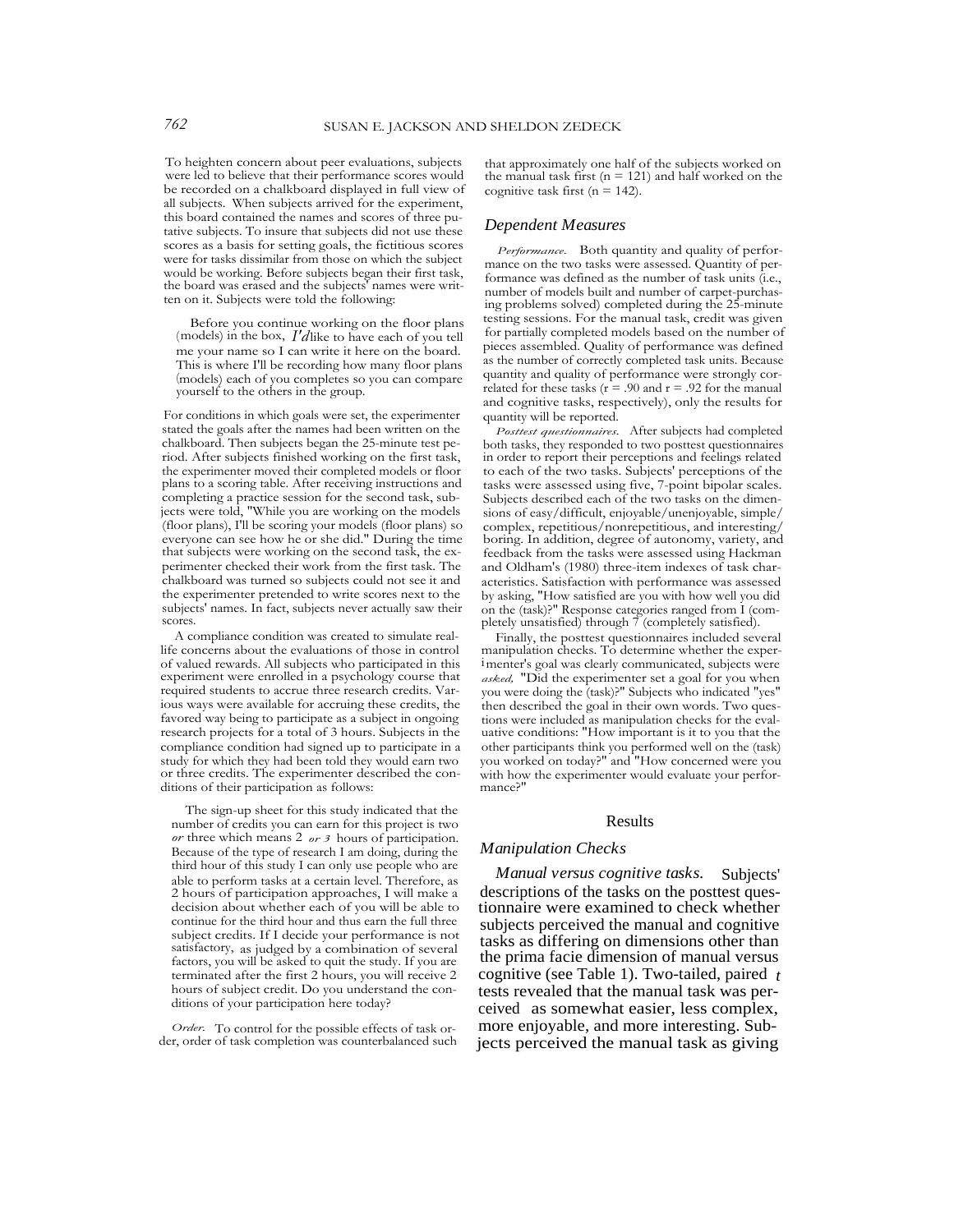To heighten concern about peer evaluations, subjects were led to believe that their performance scores would be recorded on a chalkboard displayed in full view of all subjects. When subjects arrived for the experiment, this board contained the names and scores of three putative subjects. To insure that subjects did not use these scores as a basis for setting goals, the fictitious scores were for tasks dissimilar from those on which the subject would be working. Before subjects began their first task, the board was erased and the subjects' names were written on it. Subjects were told the following:

> Before you continue working on the floor plans (models) in the box, I'd like to have each of you tell me your name so I can write it here on the board. This is where I'll be recording how many floor plans (models) each of you completes so you can compare yourself to the others in the group.

For conditions in which goals were set, the experimenter stated the goals after the names had been written on the chalkboard. Then subjects began the 25-minute test period. After subjects finished working on the first task, the experimenter moved their completed models or floor plans to a scoring table. After receiving instructions and completing a practice session for the second task, subjects were told, "While you are working on the models (floor plans), I'll be scoring your models (floor plans) so everyone can see how he or she did." During the time that subjects were working on the second task, the experimenter checked their work from the first task. The chalkboard was turned so subjects could not see it and the experimenter pretended to write scores next to the subjects' names. In fact, subjects never actually saw their scores.

A compliance condition was created to simulate real-life concerns about the evaluations of those in control of valued rewards. All subjects who participated in this experiment were enrolled in a psychology course that required students to accrue three research credits. Various ways were available for accruing these credits, the favored way being to participate as a subject in ongoing research projects for a total of 3 hours. Subjects in the compliance condition had signed up to participate in a study for which they had been told they would earn two or three credits. The experimenter described the conditions of their participation as follows:

> The sign-up sheet for this study indicated that the number of credits you can earn for this project is two *or* three which means 2 *or 3* hours of participation. Because of the type of research I am doing, during the third hour of this study I can only use people who are able to perform tasks at a certain level. Therefore, as 2 hours of participation approaches, I will make a decision about whether each of you will be able to continue for the third hour and thus earn the full three subject credits. If I decide your performance is not satisfactory, as judged by a combination of several factors, you will be asked to quit the study. If you are terminated after the first 2 hours, you will receive 2 hours of subject credit. Do you understand the conditions of your participation here today?

*Order.* To control for the possible effects of task order, order of task completion was counterbalanced such that approximately one half of the subjects worked on the manual task first (n = 121) and half worked on the cognitive task first (n = 142).

## Dependent Measures

*Performance.* Both quantity and quality of performance on the two tasks were assessed. Quantity of performance was defined as the number of task units (i.e., number of models built and number of carpet-purchasing problems solved) completed during the 25-minute testing sessions. For the manual task, credit was given for partially completed models based on the number of pieces assembled. Quality of performance was defined as the number of correctly completed task units. Because quantity and quality of performance were strongly correlated for these tasks (r = .90 and r = .92 for the manual and cognitive tasks, respectively), only the results for quantity will be reported.

*Posttest questionnaires.* After subjects had completed both tasks, they responded to two posttest questionnaires in order to report their perceptions and feelings related to each of the two tasks. Subjects' perceptions of the tasks were assessed using five, 7-point bipolar scales. Subjects described each of the two tasks on the dimensions of easy/difficult, enjoyable/unenjoyable, simple/complex, repetitious/nonrepetitious, and interesting/boring. In addition, degree of autonomy, variety, and feedback from the tasks were assessed using Hackman and Oldham's (1980) three-item indexes of task characteristics. Satisfaction with performance was assessed by asking, "How satisfied are you with how well you did on the (task)?" Response categories ranged from 1 (completely unsatisfied) through 7 (completely satisfied).

Finally, the posttest questionnaires included several manipulation checks. To determine whether the experimenter's goal was clearly communicated, subjects were *asked,* "Did the experimenter set a goal for you when you were doing the (task)?" Subjects who indicated "yes" then described the goal in their own words. Two questions were included as manipulation checks for the evaluative conditions: "How important is it to you that the other participants think you performed well on the (task) you worked on today?" and "How concerned were you with how the experimenter would evaluate your performance?"

# Results

## Manipulation Checks

*Manual versus cognitive tasks.* Subjects' descriptions of the tasks on the posttest questionnaire were examined to check whether subjects perceived the manual and cognitive tasks as differing on dimensions other than the prima facie dimension of manual versus cognitive (see Table 1). Two-tailed, paired *t* tests revealed that the manual task was perceived as somewhat easier, less complex, more enjoyable, and more interesting. Subjects perceived the manual task as giving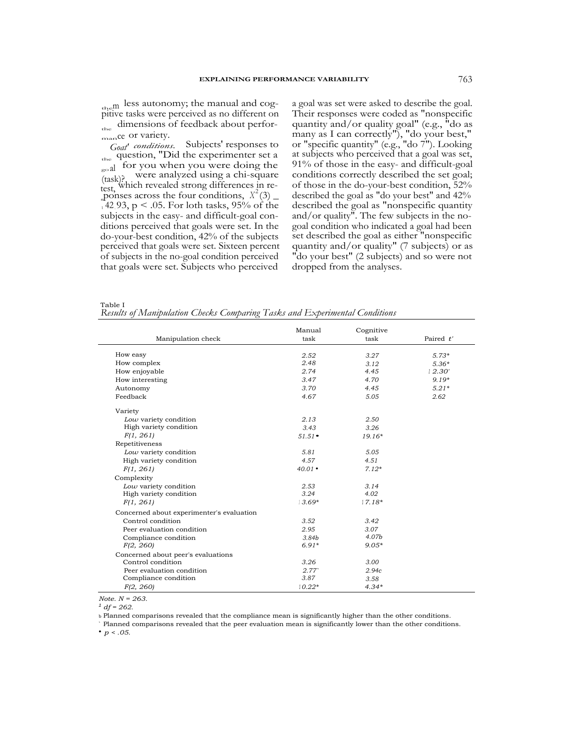them less autonomy; the manual and cognitive tasks were perceived as no different on the dimensions of feedback about performance or variety.

*Goal conditions.* Subjects' responses to the question, "Did the experimenter set a goal for you when you were doing the (task)? were analyzed using a chi-square test, which revealed strong differences in responses across the four conditions, $X^2(3)$ = 142 93, p < .05. For both tasks, 95% of the subjects in the easy- and difficult-goal conditions perceived that goals were set. In the do-your-best condition, 42% of the subjects perceived that goals were set. Sixteen percent of subjects in the no-goal condition perceived that goals were set. Subjects who perceived a goal was set were asked to describe the goal. Their responses were coded as "nonspecific quantity and/or quality goal" (e.g., "do as many as I can correctly"), "do your best," or "specific quantity" (e.g., "do 7"). Looking at subjects who perceived that a goal was set, 91% of those in the easy- and difficult-goal conditions correctly described the set goal; of those in the do-your-best condition, 52% described the goal as "do your best" and 42% described the goal as "nonspecific quantity and/or quality". The few subjects in the no-goal condition who indicated a goal had been set described the goal as either "nonspecific quantity and/or quality" (7 subjects) or as "do your best" (2 subjects) and so were not dropped from the analyses.

Table I
*Results of Manipulation Checks Comparing Tasks and Experimental Conditions*

| Manipulation check | Manual task | Cognitive task | Paired $t$' |
|---|---|---|---|
| How easy | 2.52 | 3.27 | 5.73* |
| How complex | 2.48 | 3.12 | 5.36* |
| How enjoyable | 2.74 | 4.45 | 12.30' |
| How interesting | 3.47 | 4.70 | 9.19* |
| Autonomy | 3.70 | 4.45 | 5.21* |
| Feedback | 4.67 | 5.05 | 2.62 |
| Variety | | | |
| Low variety condition | 2.13 | 2.50 | |
| High variety condition | 3.43 | 3.26 | |
| $F(1, 261)$ | 51.51* | 19.16* | |
| Repetitiveness | | | |
| Low variety condition | 5.81 | 5.05 | |
| High variety condition | 4.57 | 4.51 | |
| $F(1, 261)$ | 40.01* | 7.12* | |
| Complexity | | | |
| Low variety condition | 2.53 | 3.14 | |
| High variety condition | 3.24 | 4.02 | |
| $F(1, 261)$ | 13.69* | 17.18* | |
| Concerned about experimenter's evaluation | | | |
| Control condition | 3.52 | 3.42 | |
| Peer evaluation condition | 2.95 | 3.07 | |
| Compliance condition | 3.84b | 4.07b | |
| $F(2, 260)$ | 6.91* | 9.05* | |
| Concerned about peer's evaluations | | | |
| Control condition | 3.26 | 3.00 | |
| Peer evaluation condition | 2.77` | 2.94c | |
| Compliance condition | 3.87 | 3.58 | |
| $F(2, 260)$ | 10.22* | 4.34* | |

*Note.* $N = 263$.

[1] $df = 262$.

b Planned comparisons revealed that the compliance mean is significantly higher than the other conditions.

` Planned comparisons revealed that the peer evaluation mean is significantly lower than the other conditions.

* $p < .05$.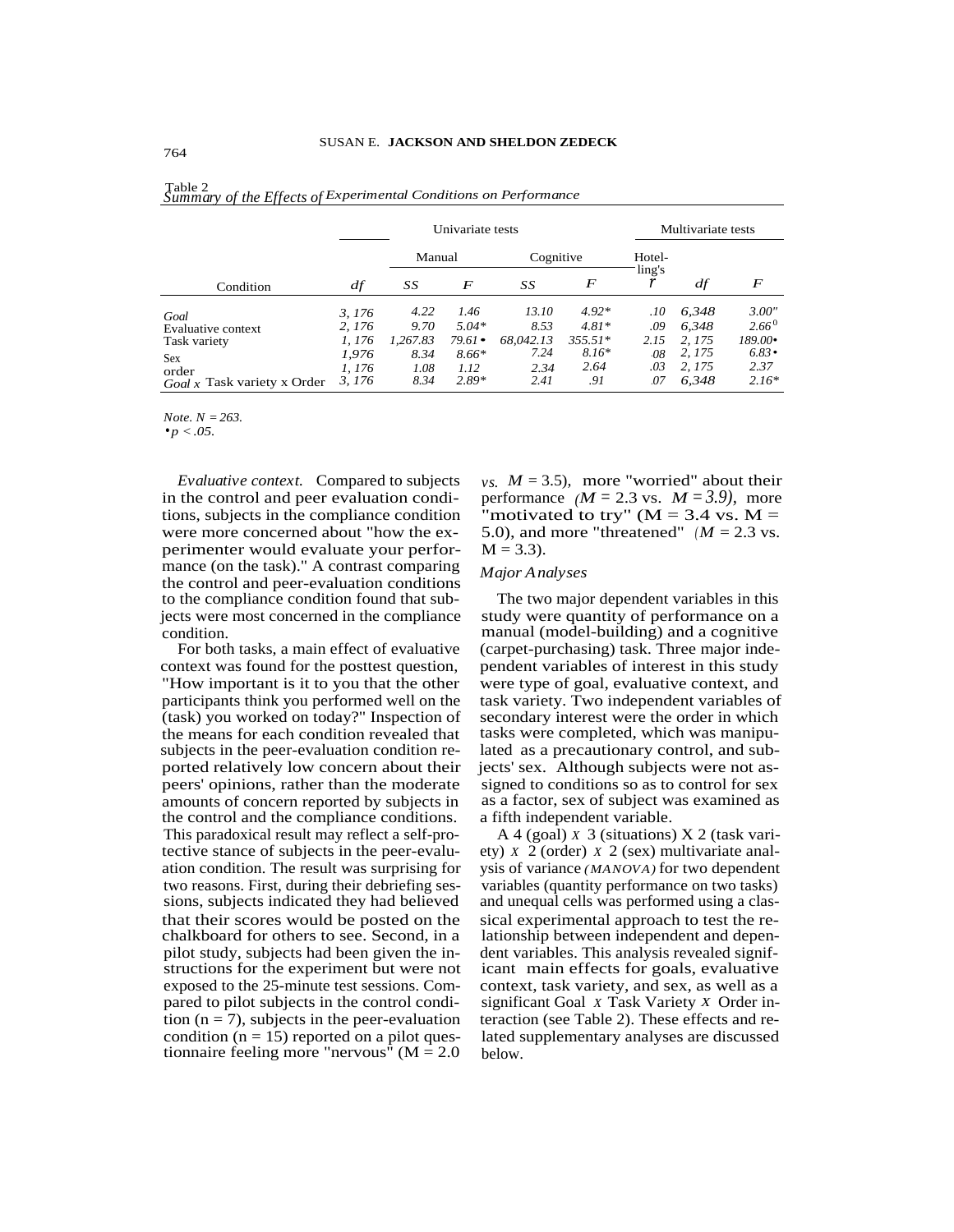Table 2
*Summary of the Effects of Experimental Conditions on Performance*

| Condition | df | Univariate tests: Manual SS | Manual F | Cognitive SS | Cognitive F | Multivariate tests: Hotelling's $T$ | df | F |
|---|---|---|---|---|---|---|---|---|
| Goal | 3, 176 | 4.22 | 1.46 | 13.10 | 4.92* | .10 | 6,348 | 3.00" |
| Evaluative context | 2, 176 | 9.70 | 5.04* | 8.53 | 4.81* | .09 | 6,348 | 2.66[0] |
| Task variety | 1, 176 | 1,267.83 | 79.61• | 68,042.13 | 355.51* | 2.15 | 2, 175 | 189.00• |
| Sex | 1,976 | 8.34 | 8.66* | 7.24 | 8.16* | .08 | 2, 175 | 6.83• |
| order | 1, 176 | 1.08 | 1.12 | 2.34 | 2.64 | .03 | 2, 175 | 2.37 |
| *Goal x* Task variety x Order | 3, 176 | 8.34 | 2.89* | 2.41 | .91 | .07 | 6,348 | 2.16* |

*Note. N = 263.*
•$p < .05$.

*Evaluative context.* Compared to subjects in the control and peer evaluation conditions, subjects in the compliance condition were more concerned about "how the experimenter would evaluate your performance (on the task)." A contrast comparing the control and peer-evaluation conditions to the compliance condition found that subjects were most concerned in the compliance condition.

For both tasks, a main effect of evaluative context was found for the posttest question, "How important is it to you that the other participants think you performed well on the (task) you worked on today?" Inspection of the means for each condition revealed that subjects in the peer-evaluation condition reported relatively low concern about their peers' opinions, rather than the moderate amounts of concern reported by subjects in the control and the compliance conditions. This paradoxical result may reflect a self-protective stance of subjects in the peer-evaluation condition. The result was surprising for two reasons. First, during their debriefing sessions, subjects indicated they had believed that their scores would be posted on the chalkboard for others to see. Second, in a pilot study, subjects had been given the instructions for the experiment but were not exposed to the 25-minute test sessions. Compared to pilot subjects in the control condition ($n = 7$), subjects in the peer-evaluation condition ($n = 15$) reported on a pilot questionnaire feeling more "nervous" ($M = 2.0$ *vs.* $M = 3.5$), more "worried" about their performance ($M = 2.3$ vs. $M = 3.9$), more "motivated to try" ($M = 3.4$ vs. $M = 5.0$), and more "threatened" ($M = 2.3$ vs. $M = 3.3$).

### *Major Analyses*

The two major dependent variables in this study were quantity of performance on a manual (model-building) and a cognitive (carpet-purchasing) task. Three major independent variables of interest in this study were type of goal, evaluative context, and task variety. Two independent variables of secondary interest were the order in which tasks were completed, which was manipulated as a precautionary control, and subjects' sex. Although subjects were not assigned to conditions so as to control for sex as a factor, sex of subject was examined as a fifth independent variable.

A 4 (goal) *X* 3 (situations) X 2 (task variety) *X* 2 (order) *X* 2 (sex) multivariate analysis of variance *(MANOVA)* for two dependent variables (quantity performance on two tasks) and unequal cells was performed using a classical experimental approach to test the relationship between independent and dependent variables. This analysis revealed significant main effects for goals, evaluative context, task variety, and sex, as well as a significant Goal *X* Task Variety *X* Order interaction (see Table 2). These effects and related supplementary analyses are discussed below.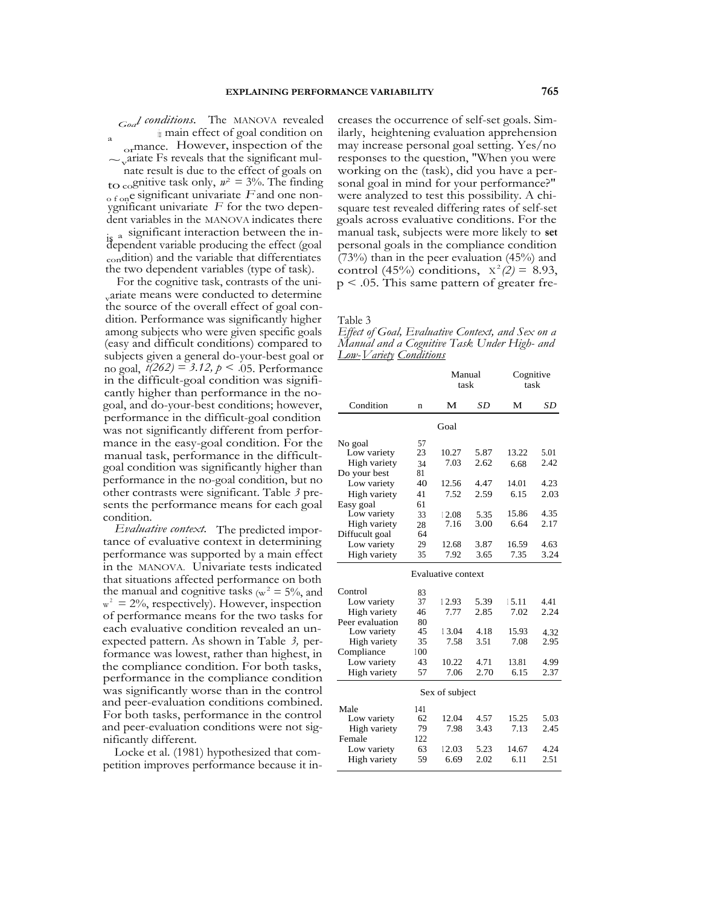*Goal conditions.* The MANOVA revealed a main effect of goal condition on performance. However, inspection of the univariate Fs reveals that the significant multivariate result is due to the effect of goals on the cognitive task only, $w^2 = 3\%$. The finding of one significant univariate $F$ and one nonsignificant univariate $F$ for the two dependent variables in the MANOVA indicates there is a significant interaction between the independent variable producing the effect (goal condition) and the variable that differentiates the two dependent variables (type of task).

For the cognitive task, contrasts of the univariate means were conducted to determine the source of the overall effect of goal condition. Performance was significantly higher among subjects who were given specific goals (easy and difficult conditions) compared to subjects given a general do-your-best goal or no goal, $t(262) = 3.12$, $p < .05$. Performance in the difficult-goal condition was significantly higher than performance in the no-goal, and do-your-best conditions; however, performance in the difficult-goal condition was not significantly different from performance in the easy-goal condition. For the manual task, performance in the difficult-goal condition was significantly higher than performance in the no-goal condition, but no other contrasts were significant. Table 3 presents the performance means for each goal condition.

*Evaluative context.* The predicted importance of evaluative context in determining performance was supported by a main effect in the MANOVA. Univariate tests indicated that situations affected performance on both the manual and cognitive tasks ($w^2 = 5\%$, and $w^2 = 2\%$, respectively). However, inspection of performance means for the two tasks for each evaluative condition revealed an unexpected pattern. As shown in Table 3, performance was lowest, rather than highest, in the compliance condition. For both tasks, performance in the compliance condition was significantly worse than in the control and peer-evaluation conditions combined. For both tasks, performance in the control and peer-evaluation conditions were not significantly different.

Locke et al. (1981) hypothesized that competition improves performance because it increases the occurrence of self-set goals. Similarly, heightening evaluation apprehension may increase personal goal setting. Yes/no responses to the question, "When you were working on the (task), did you have a personal goal in mind for your performance?" were analyzed to test this possibility. A chi-square test revealed differing rates of self-set goals across evaluative conditions. For the manual task, subjects were more likely to set personal goals in the compliance condition (73%) than in the peer evaluation (45%) and control (45%) conditions, $\chi^2(2) = 8.93$, $p < .05$. This same pattern of greater fre-

Table 3

*Effect of Goal, Evaluative Context, and Sex on a Manual and a Cognitive Task Under High- and Low-Variety Conditions*

| | | Manual task | | Cognitive task | |
|---|---|---|---|---|---|
| Condition | n | M | *SD* | M | *SD* |
| **Goal** | | | | | |
| No goal | 57 | | | | |
| Low variety | 23 | 10.27 | 5.87 | 13.22 | 5.01 |
| High variety | 34 | 7.03 | 2.62 | 6.68 | 2.42 |
| Do your best | 81 | | | | |
| Low variety | 40 | 12.56 | 4.47 | 14.01 | 4.23 |
| High variety | 41 | 7.52 | 2.59 | 6.15 | 2.03 |
| Easy goal | 61 | | | | |
| Low variety | 33 | 12.08 | 5.35 | 15.86 | 4.35 |
| High variety | 28 | 7.16 | 3.00 | 6.64 | 2.17 |
| Diffucult goal | 64 | | | | |
| Low variety | 29 | 12.68 | 3.87 | 16.59 | 4.63 |
| High variety | 35 | 7.92 | 3.65 | 7.35 | 3.24 |
| **Evaluative context** | | | | | |
| Control | 83 | | | | |
| Low variety | 37 | 12.93 | 5.39 | 15.11 | 4.41 |
| High variety | 46 | 7.77 | 2.85 | 7.02 | 2.24 |
| Peer evaluation | 80 | | | | |
| Low variety | 45 | 13.04 | 4.18 | 15.93 | 4.32 |
| High variety | 35 | 7.58 | 3.51 | 7.08 | 2.95 |
| Compliance | 100 | | | | |
| Low variety | 43 | 10.22 | 4.71 | 13.81 | 4.99 |
| High variety | 57 | 7.06 | 2.70 | 6.15 | 2.37 |
| **Sex of subject** | | | | | |
| Male | 141 | | | | |
| Low variety | 62 | 12.04 | 4.57 | 15.25 | 5.03 |
| High variety | 79 | 7.98 | 3.43 | 7.13 | 2.45 |
| Female | 122 | | | | |
| Low variety | 63 | 12.03 | 5.23 | 14.67 | 4.24 |
| High variety | 59 | 6.69 | 2.02 | 6.11 | 2.51 |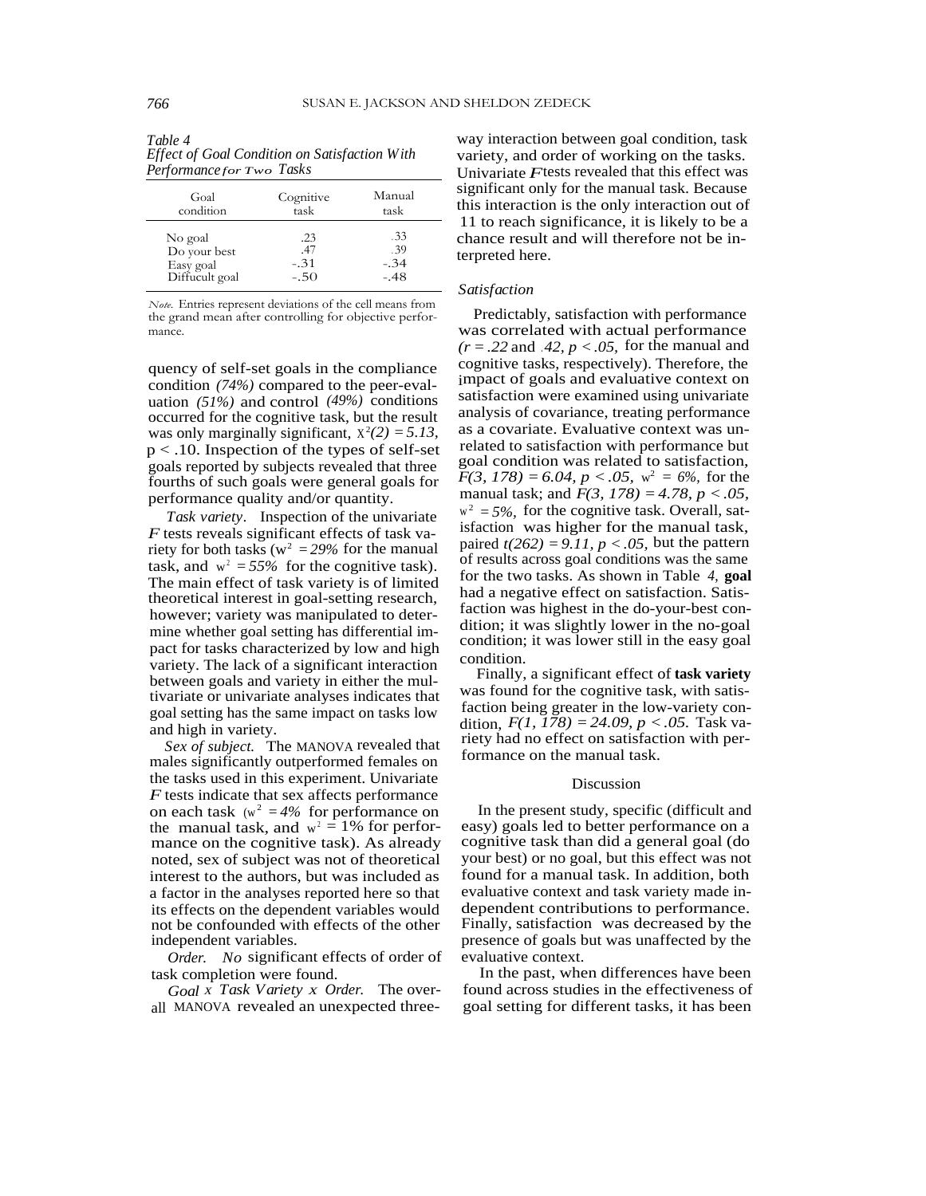*Table 4*
*Effect of Goal Condition on Satisfaction With Performance for Two Tasks*

| Goal condition | Cognitive task | Manual task |
|---|---|---|
| No goal | .23 | .33 |
| Do your best | .47 | .39 |
| Easy goal | -.31 | -.34 |
| Diffucult goal | -.50 | -.48 |

*Note.* Entries represent deviations of the cell means from the grand mean after controlling for objective performance.

quency of self-set goals in the compliance condition *(74%)* compared to the peer-evaluation *(51%)* and control *(49%)* conditions occurred for the cognitive task, but the result was only marginally significant, $\chi^2(2) = 5.13$, $p < .10$. Inspection of the types of self-set goals reported by subjects revealed that three fourths of such goals were general goals for performance quality and/or quantity.

*Task variety*. Inspection of the univariate $F$ tests reveals significant effects of task variety for both tasks ($\omega^2 = 29\%$ for the manual task, and $\omega^2 = 55\%$ for the cognitive task). The main effect of task variety is of limited theoretical interest in goal-setting research, however; variety was manipulated to determine whether goal setting has differential impact for tasks characterized by low and high variety. The lack of a significant interaction between goals and variety in either the multivariate or univariate analyses indicates that goal setting has the same impact on tasks low and high in variety.

*Sex of subject.* The MANOVA revealed that males significantly outperformed females on the tasks used in this experiment. Univariate $F$ tests indicate that sex affects performance on each task ($\omega^2 = 4\%$ for performance on the manual task, and $\omega^2 = 1\%$ for performance on the cognitive task). As already noted, sex of subject was not of theoretical interest to the authors, but was included as a factor in the analyses reported here so that its effects on the dependent variables would not be confounded with effects of the other independent variables.

*Order.* No significant effects of order of task completion were found.

*Goal x Task Variety x Order.* The overall MANOVA revealed an unexpected three-way interaction between goal condition, task variety, and order of working on the tasks. Univariate $F$ tests revealed that this effect was significant only for the manual task. Because this interaction is the only interaction out of 11 to reach significance, it is likely to be a chance result and will therefore not be interpreted here.

### Satisfaction

Predictably, satisfaction with performance was correlated with actual performance ($r = .22$ and $.42$, $p < .05$, for the manual and cognitive tasks, respectively). Therefore, the impact of goals and evaluative context on satisfaction were examined using univariate analysis of covariance, treating performance as a covariate. Evaluative context was unrelated to satisfaction with performance but goal condition was related to satisfaction, $F(3, 178) = 6.04$, $p < .05$, $\omega^2 = 6\%$, for the manual task; and $F(3, 178) = 4.78$, $p < .05$, $\omega^2 = 5\%$, for the cognitive task. Overall, satisfaction was higher for the manual task, paired $t(262) = 9.11$, $p < .05$, but the pattern of results across goal conditions was the same for the two tasks. As shown in Table 4, **goal** had a negative effect on satisfaction. Satisfaction was highest in the do-your-best condition; it was slightly lower in the no-goal condition; it was lower still in the easy goal condition.

Finally, a significant effect of **task variety** was found for the cognitive task, with satisfaction being greater in the low-variety condition, $F(1, 178) = 24.09$, $p < .05$. Task variety had no effect on satisfaction with performance on the manual task.

## Discussion

In the present study, specific (difficult and easy) goals led to better performance on a cognitive task than did a general goal (do your best) or no goal, but this effect was not found for a manual task. In addition, both evaluative context and task variety made independent contributions to performance. Finally, satisfaction was decreased by the presence of goals but was unaffected by the evaluative context.

In the past, when differences have been found across studies in the effectiveness of goal setting for different tasks, it has been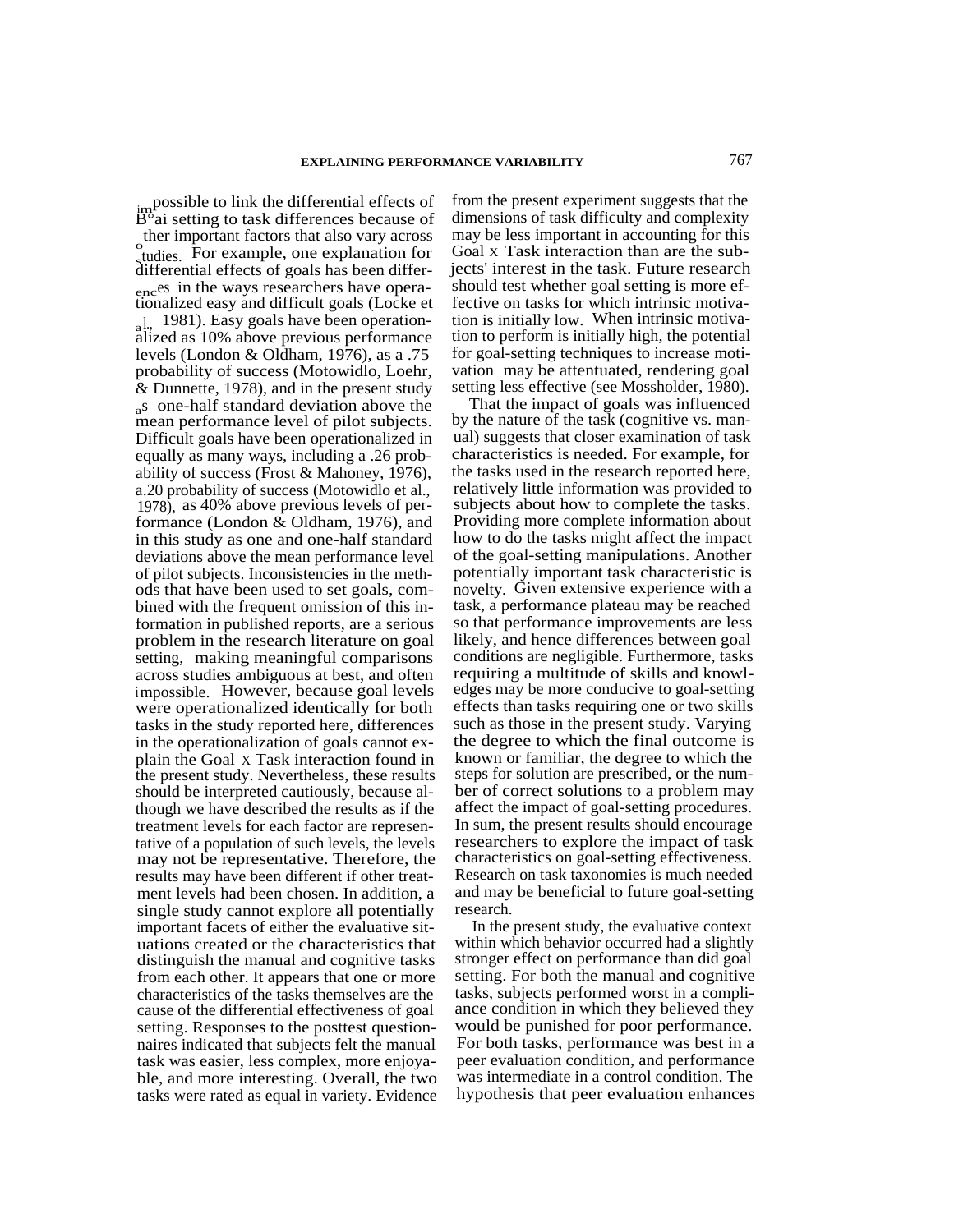impossible to link the differential effects of goal setting to task differences because of other important factors that also vary across studies. For example, one explanation for differential effects of goals has been differences in the ways researchers have operationalized easy and difficult goals (Locke et al., 1981). Easy goals have been operationalized as 10% above previous performance levels (London & Oldham, 1976), as a .75 probability of success (Motowidlo, Loehr, & Dunnette, 1978), and in the present study as one-half standard deviation above the mean performance level of pilot subjects. Difficult goals have been operationalized in equally as many ways, including a .26 probability of success (Frost & Mahoney, 1976), a .20 probability of success (Motowidlo et al., 1978), as 40% above previous levels of performance (London & Oldham, 1976), and in this study as one and one-half standard deviations above the mean performance level of pilot subjects. Inconsistencies in the methods that have been used to set goals, combined with the frequent omission of this information in published reports, are a serious problem in the research literature on goal setting, making meaningful comparisons across studies ambiguous at best, and often impossible. However, because goal levels were operationalized identically for both tasks in the study reported here, differences in the operationalization of goals cannot explain the Goal X Task interaction found in the present study. Nevertheless, these results should be interpreted cautiously, because although we have described the results as if the treatment levels for each factor are representative of a population of such levels, the levels may not be representative. Therefore, the results may have been different if other treatment levels had been chosen. In addition, a single study cannot explore all potentially important facets of either the evaluative situations created or the characteristics that distinguish the manual and cognitive tasks from each other. It appears that one or more characteristics of the tasks themselves are the cause of the differential effectiveness of goal setting. Responses to the posttest questionnaires indicated that subjects felt the manual task was easier, less complex, more enjoyable, and more interesting. Overall, the two tasks were rated as equal in variety. Evidence from the present experiment suggests that the dimensions of task difficulty and complexity may be less important in accounting for this Goal X Task interaction than are the subjects' interest in the task. Future research should test whether goal setting is more effective on tasks for which intrinsic motivation is initially low. When intrinsic motivation to perform is initially high, the potential for goal-setting techniques to increase motivation may be attenuated, rendering goal setting less effective (see Mossholder, 1980).

That the impact of goals was influenced by the nature of the task (cognitive vs. manual) suggests that closer examination of task characteristics is needed. For example, for the tasks used in the research reported here, relatively little information was provided to subjects about how to complete the tasks. Providing more complete information about how to do the tasks might affect the impact of the goal-setting manipulations. Another potentially important task characteristic is novelty. Given extensive experience with a task, a performance plateau may be reached so that performance improvements are less likely, and hence differences between goal conditions are negligible. Furthermore, tasks requiring a multitude of skills and knowledges may be more conducive to goal-setting effects than tasks requiring one or two skills such as those in the present study. Varying the degree to which the final outcome is known or familiar, the degree to which the steps for solution are prescribed, or the number of correct solutions to a problem may affect the impact of goal-setting procedures. In sum, the present results should encourage researchers to explore the impact of task characteristics on goal-setting effectiveness. Research on task taxonomies is much needed and may be beneficial to future goal-setting research.

In the present study, the evaluative context within which behavior occurred had a slightly stronger effect on performance than did goal setting. For both the manual and cognitive tasks, subjects performed worst in a compliance condition in which they believed they would be punished for poor performance. For both tasks, performance was best in a peer evaluation condition, and performance was intermediate in a control condition. The hypothesis that peer evaluation enhances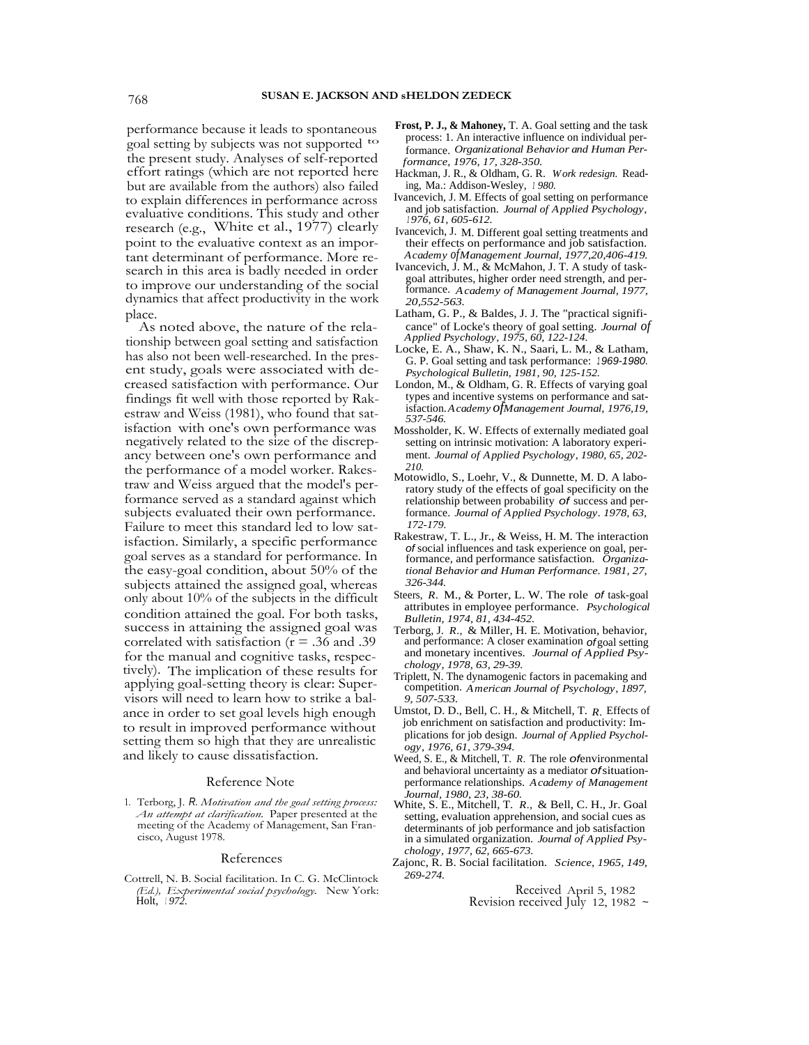performance because it leads to spontaneous goal setting by subjects was not supported to the present study. Analyses of self-reported effort ratings (which are not reported here but are available from the authors) also failed to explain differences in performance across evaluative conditions. This study and other research (e.g., White et al., 1977) clearly point to the evaluative context as an important determinant of performance. More research in this area is badly needed in order to improve our understanding of the social dynamics that affect productivity in the work place.

As noted above, the nature of the relationship between goal setting and satisfaction has also not been well-researched. In the present study, goals were associated with decreased satisfaction with performance. Our findings fit well with those reported by Rakestraw and Weiss (1981), who found that satisfaction with one's own performance was negatively related to the size of the discrepancy between one's own performance and the performance of a model worker. Rakestraw and Weiss argued that the model's performance served as a standard against which subjects evaluated their own performance. Failure to meet this standard led to low satisfaction. Similarly, a specific performance goal serves as a standard for performance. In the easy-goal condition, about 50% of the subjects attained the assigned goal, whereas only about 10% of the subjects in the difficult condition attained the goal. For both tasks, success in attaining the assigned goal was correlated with satisfaction ($r = .36$ and $.39$ for the manual and cognitive tasks, respectively). The implication of these results for applying goal-setting theory is clear: Supervisors will need to learn how to strike a balance in order to set goal levels high enough to result in improved performance without setting them so high that they are unrealistic and likely to cause dissatisfaction.

## Reference Note

1. Terborg, J. R. *Motivation and the goal setting process: An attempt at clarification.* Paper presented at the meeting of the Academy of Management, San Francisco, August 1978.

## References

Cottrell, N. B. Social facilitation. In C. G. McClintock (Ed.), *Experimental social psychology.* New York: Holt, 1972.

Frost, P. J., & Mahoney, T. A. Goal setting and the task process: 1. An interactive influence on individual performance. *Organizational Behavior and Human Performance, 1976, 17,* 328-350.

Hackman, J. R., & Oldham, G. R. *Work redesign.* Reading, Ma.: Addison-Wesley, 1980.

Ivancevich, J. M. Effects of goal setting on performance and job satisfaction. *Journal of Applied Psychology, 1976, 61,* 605-612.

Ivancevich, J. M. Different goal setting treatments and their effects on performance and job satisfaction. *Academy of Management Journal, 1977, 20,* 406-419.

Ivancevich, J. M., & McMahon, J. T. A study of task-goal attributes, higher order need strength, and performance. *Academy of Management Journal, 1977, 20,* 552-563.

Latham, G. P., & Baldes, J. J. The "practical significance" of Locke's theory of goal setting. *Journal of Applied Psychology, 1975, 60,* 122-124.

Locke, E. A., Shaw, K. N., Saari, L. M., & Latham, G. P. Goal setting and task performance: 1969-1980. *Psychological Bulletin, 1981, 90,* 125-152.

London, M., & Oldham, G. R. Effects of varying goal types and incentive systems on performance and satisfaction. *Academy of Management Journal, 1976, 19,* 537-546.

Mossholder, K. W. Effects of externally mediated goal setting on intrinsic motivation: A laboratory experiment. *Journal of Applied Psychology, 1980, 65,* 202-210.

Motowidlo, S., Loehr, V., & Dunnette, M. D. A laboratory study of the effects of goal specificity on the relationship between probability of success and performance. *Journal of Applied Psychology. 1978, 63,* 172-179.

Rakestraw, T. L., Jr., & Weiss, H. M. The interaction of social influences and task experience on goal, performance, and performance satisfaction. *Organizational Behavior and Human Performance. 1981, 27,* 326-344.

Steers, R. M., & Porter, L. W. The role of task-goal attributes in employee performance. *Psychological Bulletin, 1974, 81,* 434-452.

Terborg, J. R., & Miller, H. E. Motivation, behavior, and performance: A closer examination of goal setting and monetary incentives. *Journal of Applied Psychology, 1978, 63,* 29-39.

Triplett, N. The dynamogenic factors in pacemaking and competition. *American Journal of Psychology, 1897, 9,* 507-533.

Umstot, D. D., Bell, C. H., & Mitchell, T. R. Effects of job enrichment on satisfaction and productivity: Implications for job design. *Journal of Applied Psychology, 1976, 61,* 379-394.

Weed, S. E., & Mitchell, T. R. The role of environmental and behavioral uncertainty as a mediator of situation-performance relationships. *Academy of Management Journal, 1980, 23,* 38-60.

White, S. E., Mitchell, T. R., & Bell, C. H., Jr. Goal setting, evaluation apprehension, and social cues as determinants of job performance and job satisfaction in a simulated organization. *Journal of Applied Psychology, 1977, 62,* 665-673.

Zajonc, R. B. Social facilitation. *Science, 1965, 149,* 269-274.

Received April 5, 1982
Revision received July 12, 1982 ■